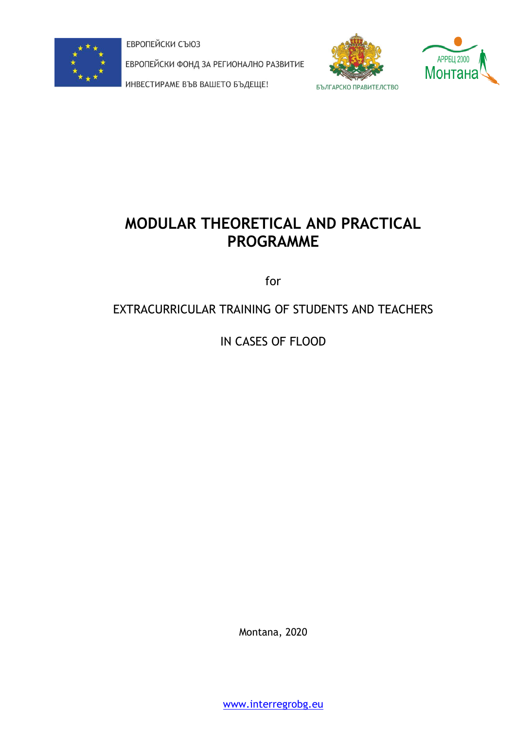ЕВРОПЕЙСКИ СЪЮЗ

ЕВРОПЕЙСКИ ФОНД ЗА РЕГИОНАЛНО РАЗВИТИЕ

ИНВЕСТИРАМЕ ВЪВ ВАШЕТО БЪДЕЩЕ!

БЪЛГАРСКО ПРАВИТЕЛСТВО

АРРЕЦ 2000 Монтана

# MODULAR THEORETICAL AND PRACTICAL PROGRAMME

for

EXTRACURRICULAR TRAINING OF STUDENTS AND TEACHERS

IN CASES OF FLOOD

Montana, 2020

www.interregrobg.eu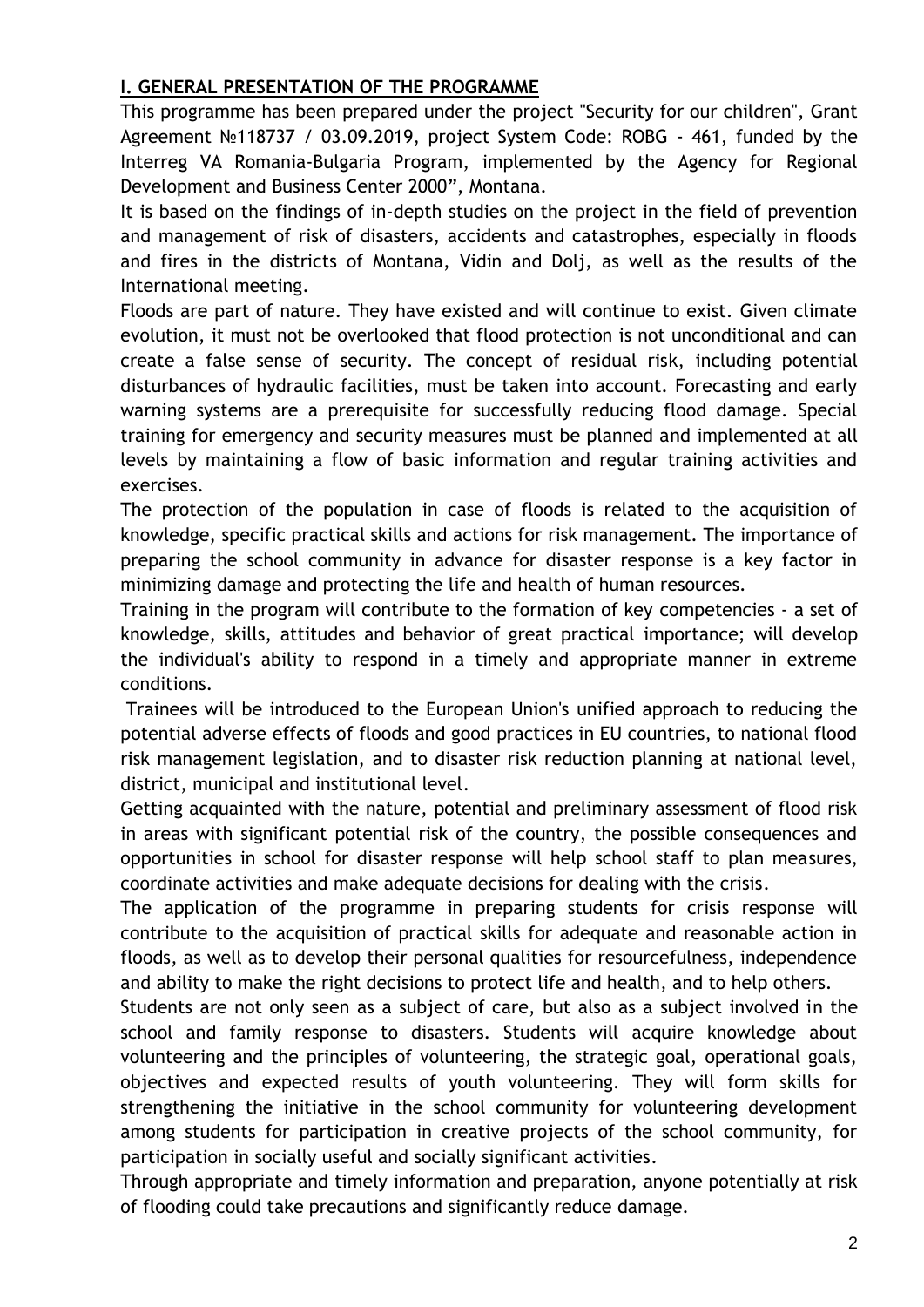## I. GENERAL PRESENTATION OF THE PROGRAMME

This programme has been prepared under the project "Security for our children", Grant Agreement №118737 / 03.09.2019, project System Code: ROBG - 461, funded by the Interreg VA Romania-Bulgaria Program, implemented by the Agency for Regional Development and Business Center 2000", Montana.

It is based on the findings of in-depth studies on the project in the field of prevention and management of risk of disasters, accidents and catastrophes, especially in floods and fires in the districts of Montana, Vidin and Dolj, as well as the results of the International meeting.

Floods are part of nature. They have existed and will continue to exist. Given climate evolution, it must not be overlooked that flood protection is not unconditional and can create a false sense of security. The concept of residual risk, including potential disturbances of hydraulic facilities, must be taken into account. Forecasting and early warning systems are a prerequisite for successfully reducing flood damage. Special training for emergency and security measures must be planned and implemented at all levels by maintaining a flow of basic information and regular training activities and exercises.

The protection of the population in case of floods is related to the acquisition of knowledge, specific practical skills and actions for risk management. The importance of preparing the school community in advance for disaster response is a key factor in minimizing damage and protecting the life and health of human resources.

Training in the program will contribute to the formation of key competencies - a set of knowledge, skills, attitudes and behavior of great practical importance; will develop the individual's ability to respond in a timely and appropriate manner in extreme conditions.

Trainees will be introduced to the European Union's unified approach to reducing the potential adverse effects of floods and good practices in EU countries, to national flood risk management legislation, and to disaster risk reduction planning at national level, district, municipal and institutional level.

Getting acquainted with the nature, potential and preliminary assessment of flood risk in areas with significant potential risk of the country, the possible consequences and opportunities in school for disaster response will help school staff to plan measures, coordinate activities and make adequate decisions for dealing with the crisis.

The application of the programme in preparing students for crisis response will contribute to the acquisition of practical skills for adequate and reasonable action in floods, as well as to develop their personal qualities for resourcefulness, independence and ability to make the right decisions to protect life and health, and to help others.

Students are not only seen as a subject of care, but also as a subject involved in the school and family response to disasters. Students will acquire knowledge about volunteering and the principles of volunteering, the strategic goal, operational goals, objectives and expected results of youth volunteering. They will form skills for strengthening the initiative in the school community for volunteering development among students for participation in creative projects of the school community, for participation in socially useful and socially significant activities.

Through appropriate and timely information and preparation, anyone potentially at risk of flooding could take precautions and significantly reduce damage.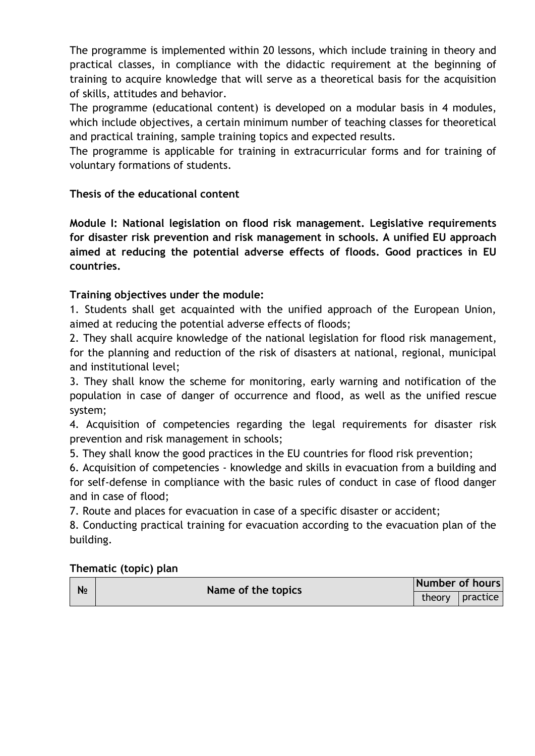The programme is implemented within 20 lessons, which include training in theory and practical classes, in compliance with the didactic requirement at the beginning of training to acquire knowledge that will serve as a theoretical basis for the acquisition of skills, attitudes and behavior.

The programme (educational content) is developed on a modular basis in 4 modules, which include objectives, a certain minimum number of teaching classes for theoretical and practical training, sample training topics and expected results.

The programme is applicable for training in extracurricular forms and for training of voluntary formations of students.

**Thesis of the educational content**

**Module I: National legislation on flood risk management. Legislative requirements for disaster risk prevention and risk management in schools. A unified EU approach aimed at reducing the potential adverse effects of floods. Good practices in EU countries.**

**Training objectives under the module:**

1. Students shall get acquainted with the unified approach of the European Union, aimed at reducing the potential adverse effects of floods;
2. They shall acquire knowledge of the national legislation for flood risk management, for the planning and reduction of the risk of disasters at national, regional, municipal and institutional level;
3. They shall know the scheme for monitoring, early warning and notification of the population in case of danger of occurrence and flood, as well as the unified rescue system;
4. Acquisition of competencies regarding the legal requirements for disaster risk prevention and risk management in schools;
5. They shall know the good practices in the EU countries for flood risk prevention;
6. Acquisition of competencies - knowledge and skills in evacuation from a building and for self-defense in compliance with the basic rules of conduct in case of flood danger and in case of flood;
7. Route and places for evacuation in case of a specific disaster or accident;
8. Conducting practical training for evacuation according to the evacuation plan of the building.

**Thematic (topic) plan**

| № | Name of the topics | Number of hours | |
|---|---|---|---|
| | | theory | practice |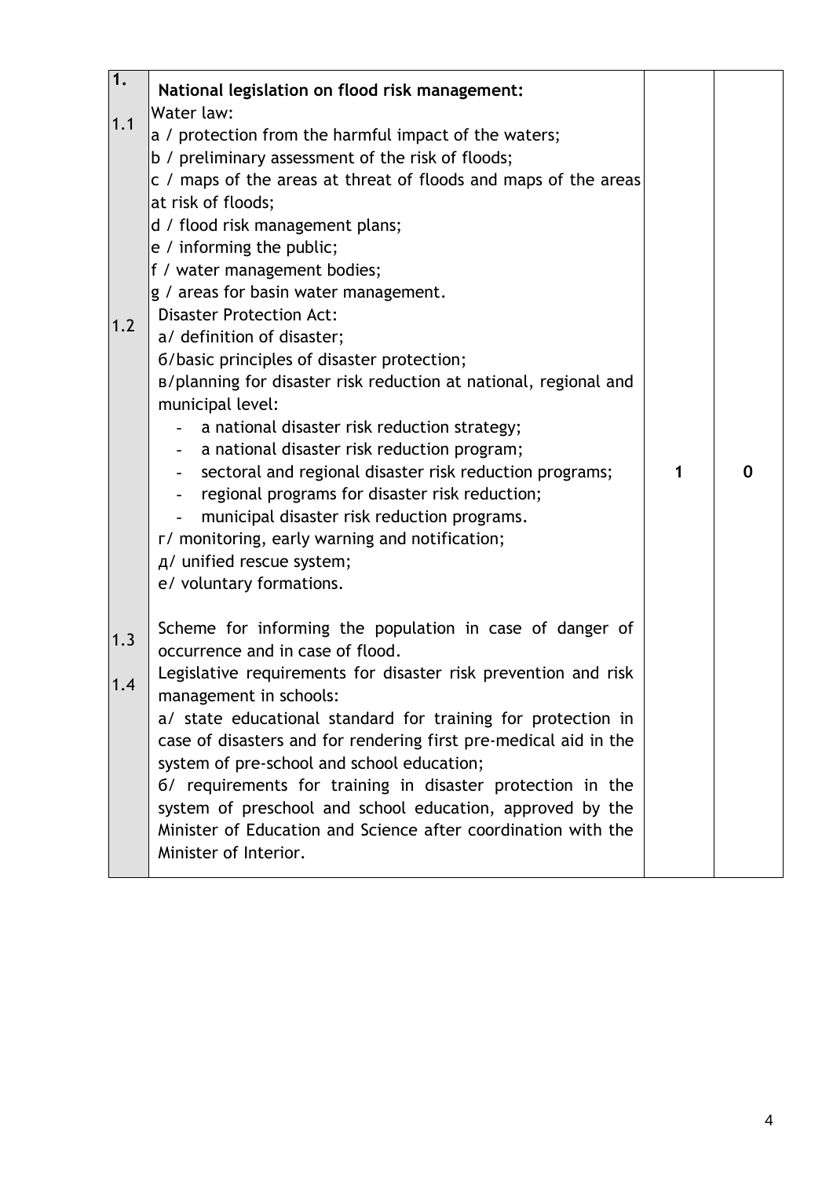| 1. | **National legislation on flood risk management:** | | |
|---|---|---|---|
| 1.1 | Water law:<br>a / protection from the harmful impact of the waters;<br>b / preliminary assessment of the risk of floods;<br>c / maps of the areas at threat of floods and maps of the areas at risk of floods;<br>d / flood risk management plans;<br>e / informing the public;<br>f / water management bodies;<br>g / areas for basin water management. | | |
| 1.2 | Disaster Protection Act:<br>a/ definition of disaster;<br>б/basic principles of disaster protection;<br>в/planning for disaster risk reduction at national, regional and municipal level:<br>- a national disaster risk reduction strategy;<br>- a national disaster risk reduction program;<br>- sectoral and regional disaster risk reduction programs;<br>- regional programs for disaster risk reduction;<br>- municipal disaster risk reduction programs.<br>г/ monitoring, early warning and notification;<br>д/ unified rescue system;<br>е/ voluntary formations. | 1 | 0 |
| 1.3 | Scheme for informing the population in case of danger of occurrence and in case of flood. | | |
| 1.4 | Legislative requirements for disaster risk prevention and risk management in schools:<br>a/ state educational standard for training for protection in case of disasters and for rendering first pre-medical aid in the system of pre-school and school education;<br>б/ requirements for training in disaster protection in the system of preschool and school education, approved by the Minister of Education and Science after coordination with the Minister of Interior. | | |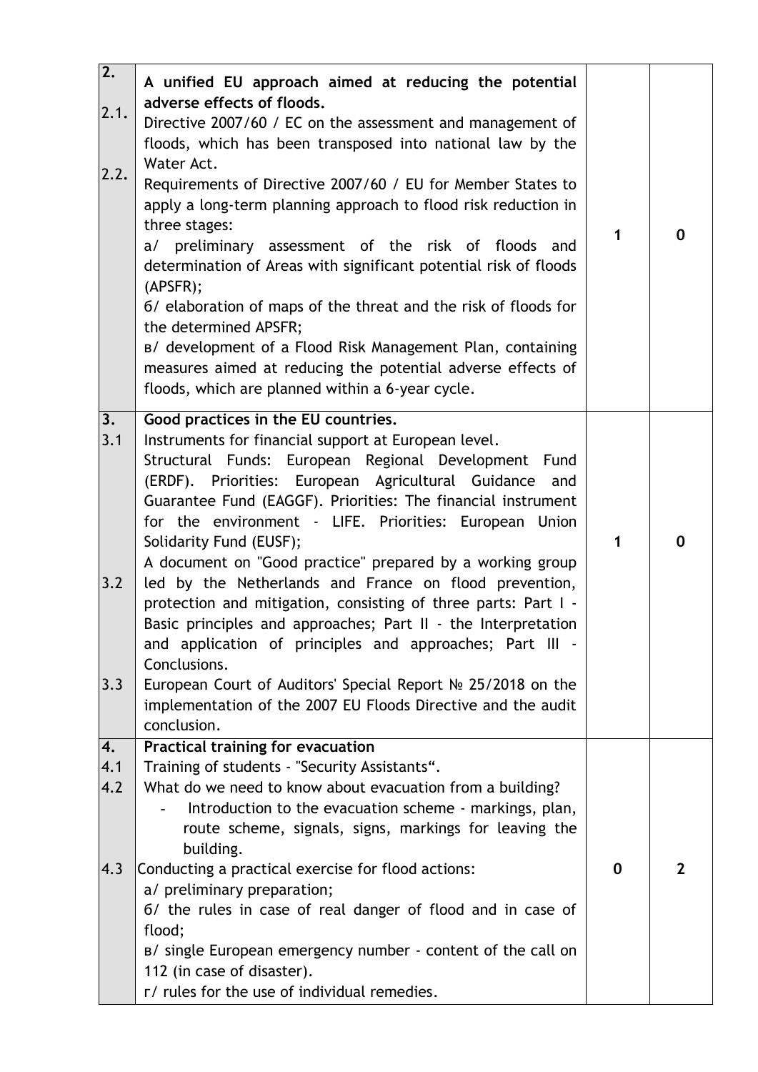| | | | |
|---|---|---|---|
| **2.**<br><br>2.1.<br><br>2.2. | **A unified EU approach aimed at reducing the potential adverse effects of floods.**<br>Directive 2007/60 / EC on the assessment and management of floods, which has been transposed into national law by the Water Act.<br>Requirements of Directive 2007/60 / EU for Member States to apply a long-term planning approach to flood risk reduction in three stages:<br>а/ preliminary assessment of the risk of floods and determination of Areas with significant potential risk of floods (APSFR);<br>б/ elaboration of maps of the threat and the risk of floods for the determined APSFR;<br>в/ development of a Flood Risk Management Plan, containing measures aimed at reducing the potential adverse effects of floods, which are planned within a 6-year cycle. | **1** | **0** |
| **3.**<br>3.1<br><br><br><br><br><br>3.2<br><br><br><br><br>3.3 | **Good practices in the EU countries.**<br>Instruments for financial support at European level.<br>Structural Funds: European Regional Development Fund (ERDF). Priorities: European Agricultural Guidance and Guarantee Fund (EAGGF). Priorities: The financial instrument for the environment - LIFE. Priorities: European Union Solidarity Fund (EUSF);<br>A document on "Good practice" prepared by a working group led by the Netherlands and France on flood prevention, protection and mitigation, consisting of three parts: Part I - Basic principles and approaches; Part II - the Interpretation and application of principles and approaches; Part III - Conclusions.<br>European Court of Auditors' Special Report № 25/2018 on the implementation of the 2007 EU Floods Directive and the audit conclusion. | **1** | **0** |
| **4.**<br>4.1<br>4.2<br><br><br><br>4.3 | **Practical training for evacuation**<br>Training of students - "Security Assistants".<br>What do we need to know about evacuation from a building?<br>- Introduction to the evacuation scheme - markings, plan, route scheme, signals, signs, markings for leaving the building.<br>Conducting a practical exercise for flood actions:<br>а/ preliminary preparation;<br>б/ the rules in case of real danger of flood and in case of flood;<br>в/ single European emergency number - content of the call on 112 (in case of disaster).<br>г/ rules for the use of individual remedies. | **0** | **2** |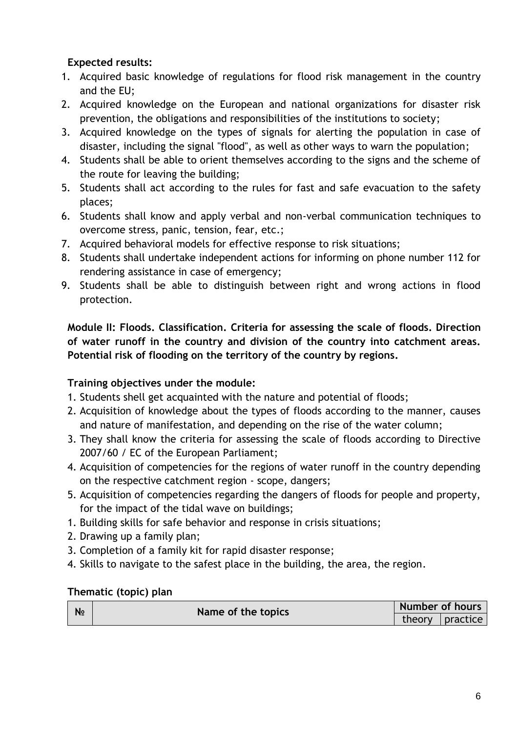**Expected results:**

1. Acquired basic knowledge of regulations for flood risk management in the country and the EU;
2. Acquired knowledge on the European and national organizations for disaster risk prevention, the obligations and responsibilities of the institutions to society;
3. Acquired knowledge on the types of signals for alerting the population in case of disaster, including the signal "flood", as well as other ways to warn the population;
4. Students shall be able to orient themselves according to the signs and the scheme of the route for leaving the building;
5. Students shall act according to the rules for fast and safe evacuation to the safety places;
6. Students shall know and apply verbal and non-verbal communication techniques to overcome stress, panic, tension, fear, etc.;
7. Acquired behavioral models for effective response to risk situations;
8. Students shall undertake independent actions for informing on phone number 112 for rendering assistance in case of emergency;
9. Students shall be able to distinguish between right and wrong actions in flood protection.

**Module II: Floods. Classification. Criteria for assessing the scale of floods. Direction of water runoff in the country and division of the country into catchment areas. Potential risk of flooding on the territory of the country by regions.**

**Training objectives under the module:**

1. Students shell get acquainted with the nature and potential of floods;
2. Acquisition of knowledge about the types of floods according to the manner, causes and nature of manifestation, and depending on the rise of the water column;
3. They shall know the criteria for assessing the scale of floods according to Directive 2007/60 / EC of the European Parliament;
4. Acquisition of competencies for the regions of water runoff in the country depending on the respective catchment region - scope, dangers;
5. Acquisition of competencies regarding the dangers of floods for people and property, for the impact of the tidal wave on buildings;
1. Building skills for safe behavior and response in crisis situations;
2. Drawing up a family plan;
3. Completion of a family kit for rapid disaster response;
4. Skills to navigate to the safest place in the building, the area, the region.

**Thematic (topic) plan**

| № | Name of the topics | Number of hours | |
|---|---|---|---|
| | | theory | practice |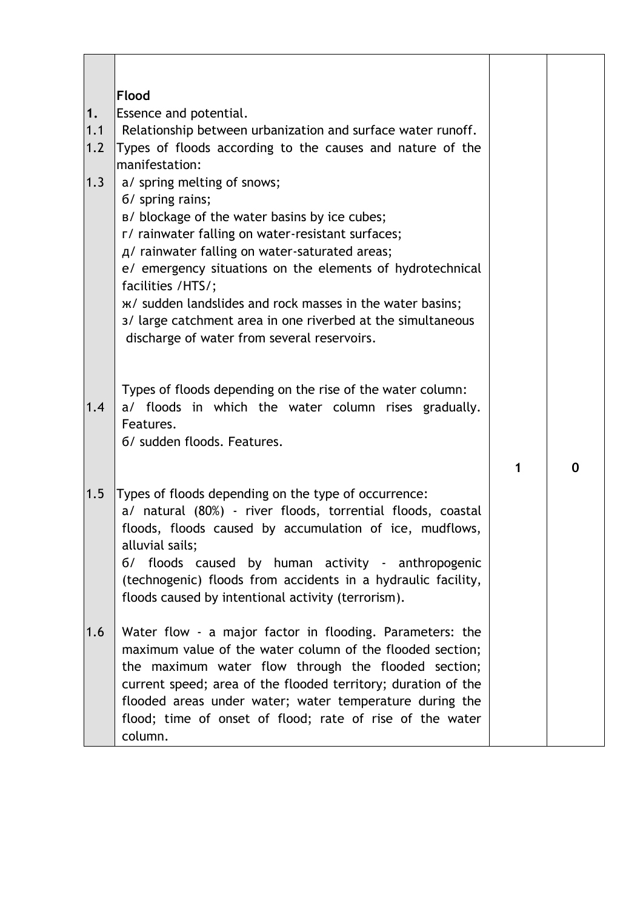| | | | |
|---|---|---|---|
| <br>1.<br>1.1<br>1.2<br><br>1.3<br><br><br><br><br><br><br><br><br><br><br><br>1.4<br><br><br><br><br>1.5<br><br><br><br><br><br><br><br>1.6 | **Flood**<br>Essence and potential.<br>Relationship between urbanization and surface water runoff.<br>Types of floods according to the causes and nature of the manifestation:<br>а/ spring melting of snows;<br>б/ spring rains;<br>в/ blockage of the water basins by ice cubes;<br>г/ rainwater falling on water-resistant surfaces;<br>д/ rainwater falling on water-saturated areas;<br>е/ emergency situations on the elements of hydrotechnical facilities /HTS/;<br>ж/ sudden landslides and rock masses in the water basins;<br>з/ large catchment area in one riverbed at the simultaneous discharge of water from several reservoirs.<br><br>Types of floods depending on the rise of the water column:<br>а/ floods in which the water column rises gradually. Features.<br>б/ sudden floods. Features.<br><br>Types of floods depending on the type of occurrence:<br>а/ natural (80%) - river floods, torrential floods, coastal floods, floods caused by accumulation of ice, mudflows, alluvial sails;<br>б/ floods caused by human activity - anthropogenic (technogenic) floods from accidents in a hydraulic facility, floods caused by intentional activity (terrorism).<br><br>Water flow - a major factor in flooding. Parameters: the maximum value of the water column of the flooded section; the maximum water flow through the flooded section; current speed; area of the flooded territory; duration of the flooded areas under water; water temperature during the flood; time of onset of flood; rate of rise of the water column. | **1** | **0** |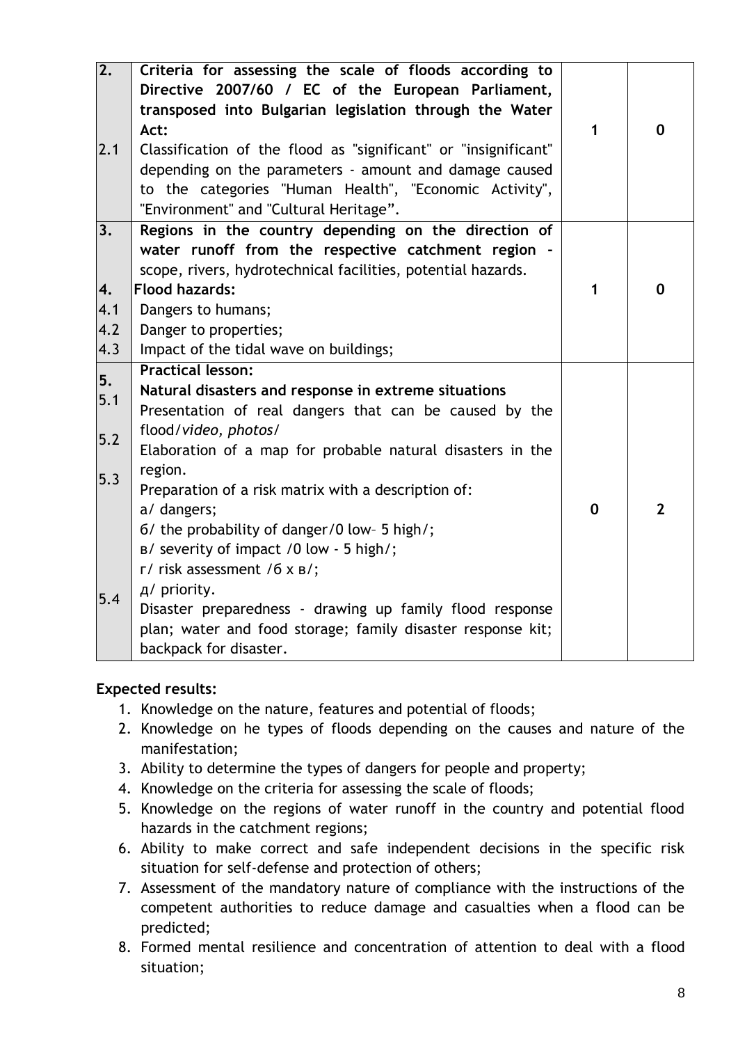| | | | |
|---|---|---|---|
| **2.**<br><br><br><br>2.1 | **Criteria for assessing the scale of floods according to Directive 2007/60 / EC of the European Parliament, transposed into Bulgarian legislation through the Water Act:**<br>Classification of the flood as "significant" or "insignificant" depending on the parameters - amount and damage caused to the categories "Human Health", "Economic Activity", "Environment" and "Cultural Heritage". | 1 | 0 |
| **3.**<br><br><br>**4.**<br>4.1<br>4.2<br>4.3 | **Regions in the country depending on the direction of water runoff from the respective catchment region -** scope, rivers, hydrotechnical facilities, potential hazards.<br>**Flood hazards:**<br>Dangers to humans;<br>Danger to properties;<br>Impact of the tidal wave on buildings; | 1 | 0 |
| **5.**<br>5.1<br><br>5.2<br><br>5.3<br><br><br><br><br><br>5.4 | **Practical lesson:**<br>**Natural disasters and response in extreme situations**<br>Presentation of real dangers that can be caused by the flood/*video, photos*/<br>Elaboration of a map for probable natural disasters in the region.<br>Preparation of a risk matrix with a description of:<br>а/ dangers;<br>б/ the probability of danger/0 low– 5 high/;<br>в/ severity of impact /0 low - 5 high/;<br>г/ risk assessment /б х в/;<br>д/ priority.<br>Disaster preparedness - drawing up family flood response plan; water and food storage; family disaster response kit; backpack for disaster. | 0 | 2 |

**Expected results:**

1. Knowledge on the nature, features and potential of floods;
2. Knowledge on he types of floods depending on the causes and nature of the manifestation;
3. Ability to determine the types of dangers for people and property;
4. Knowledge on the criteria for assessing the scale of floods;
5. Knowledge on the regions of water runoff in the country and potential flood hazards in the catchment regions;
6. Ability to make correct and safe independent decisions in the specific risk situation for self-defense and protection of others;
7. Assessment of the mandatory nature of compliance with the instructions of the competent authorities to reduce damage and casualties when a flood can be predicted;
8. Formed mental resilience and concentration of attention to deal with a flood situation;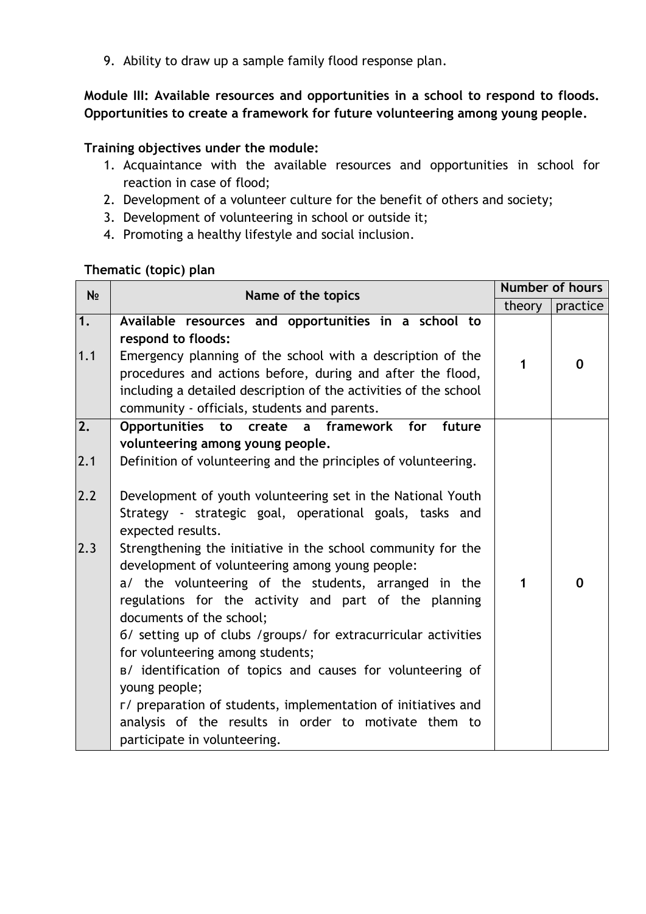9. Ability to draw up a sample family flood response plan.

**Module III: Available resources and opportunities in a school to respond to floods. Opportunities to create a framework for future volunteering among young people.**

**Training objectives under the module:**

1. Acquaintance with the available resources and opportunities in school for reaction in case of flood;
2. Development of a volunteer culture for the benefit of others and society;
3. Development of volunteering in school or outside it;
4. Promoting a healthy lifestyle and social inclusion.

**Thematic (topic) plan**

| № | Name of the topics | Number of hours | |
|---|---|---|---|
| | | theory | practice |
| **1.**<br><br>1.1 | **Available resources and opportunities in a school to respond to floods:**<br>Emergency planning of the school with a description of the procedures and actions before, during and after the flood, including a detailed description of the activities of the school community - officials, students and parents. | **1** | **0** |
| **2.**<br><br>2.1<br><br>2.2<br><br>2.3 | **Opportunities to create a framework for future volunteering among young people.**<br>Definition of volunteering and the principles of volunteering.<br><br>Development of youth volunteering set in the National Youth Strategy - strategic goal, operational goals, tasks and expected results.<br>Strengthening the initiative in the school community for the development of volunteering among young people:<br>а/ the volunteering of the students, arranged in the regulations for the activity and part of the planning documents of the school;<br>б/ setting up of clubs /groups/ for extracurricular activities for volunteering among students;<br>в/ identification of topics and causes for volunteering of young people;<br>г/ preparation of students, implementation of initiatives and analysis of the results in order to motivate them to participate in volunteering. | **1** | **0** |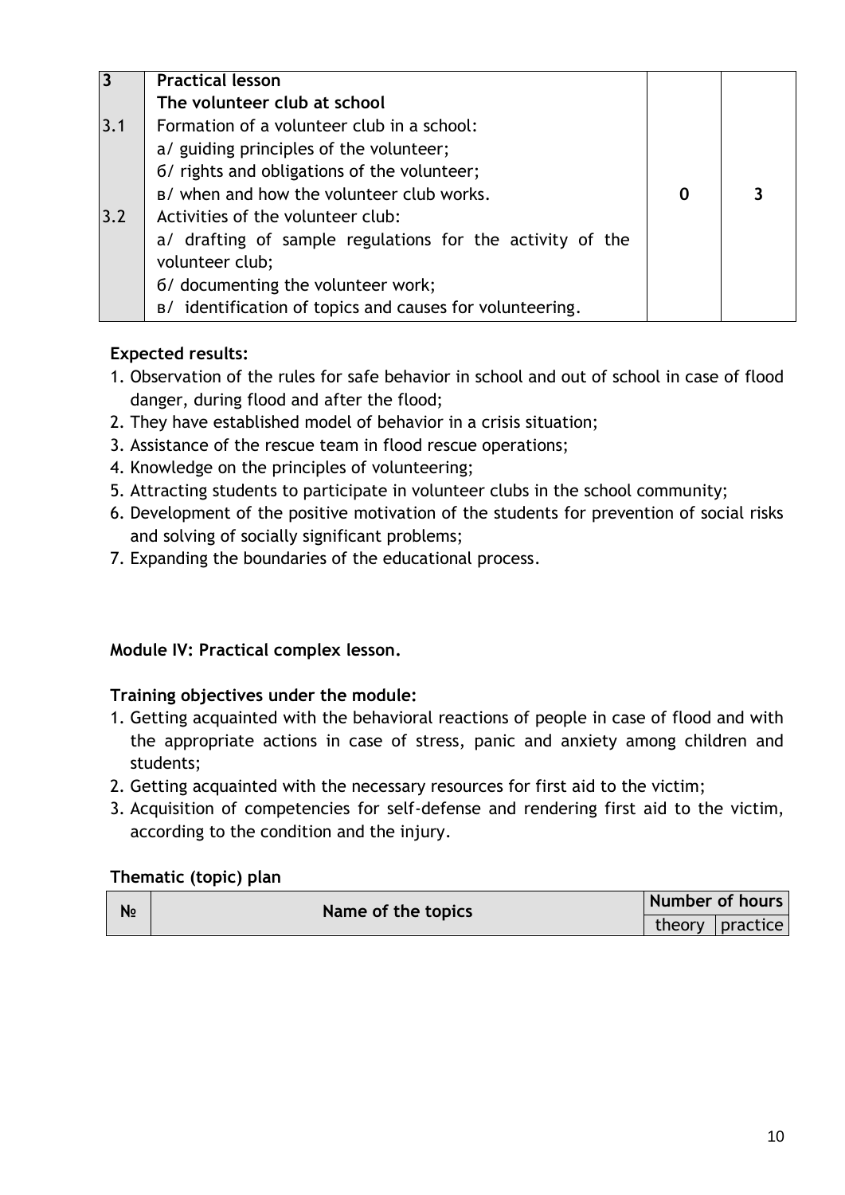| 3 | **Practical lesson**<br>**The volunteer club at school** | | |
|---|---|---|---|
| 3.1 | Formation of a volunteer club in a school:<br>a/ guiding principles of the volunteer;<br>б/ rights and obligations of the volunteer;<br>в/ when and how the volunteer club works. | **0** | **3** |
| 3.2 | Activities of the volunteer club:<br>a/ drafting of sample regulations for the activity of the volunteer club;<br>б/ documenting the volunteer work;<br>в/ identification of topics and causes for volunteering. | | |

**Expected results:**

1. Observation of the rules for safe behavior in school and out of school in case of flood danger, during flood and after the flood;
2. They have established model of behavior in a crisis situation;
3. Assistance of the rescue team in flood rescue operations;
4. Knowledge on the principles of volunteering;
5. Attracting students to participate in volunteer clubs in the school community;
6. Development of the positive motivation of the students for prevention of social risks and solving of socially significant problems;
7. Expanding the boundaries of the educational process.

**Module IV: Practical complex lesson.**

**Training objectives under the module:**

1. Getting acquainted with the behavioral reactions of people in case of flood and with the appropriate actions in case of stress, panic and anxiety among children and students;
2. Getting acquainted with the necessary resources for first aid to the victim;
3. Acquisition of competencies for self-defense and rendering first aid to the victim, according to the condition and the injury.

**Thematic (topic) plan**

| № | Name of the topics | Number of hours | |
|---|---|---|---|
| | | theory | practice |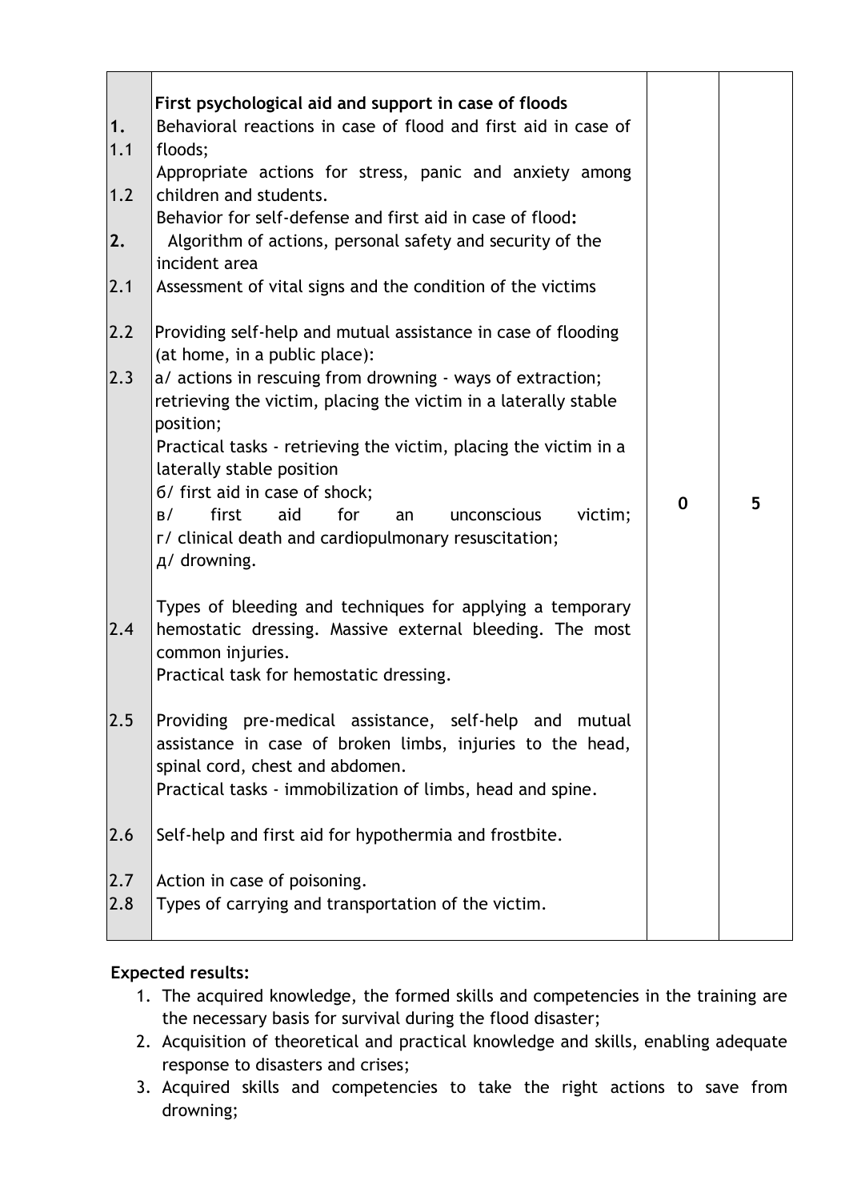| | | | |
|---|---|---|---|
| 1.<br>1.1<br>1.2<br>2.<br>2.1<br>2.2<br>2.3<br><br><br><br><br><br><br><br><br>2.4<br><br><br>2.5<br><br><br>2.6<br>2.7<br>2.8 | **First psychological aid and support in case of floods**<br>Behavioral reactions in case of flood and first aid in case of floods;<br>Appropriate actions for stress, panic and anxiety among children and students.<br>Behavior for self-defense and first aid in case of flood**:**<br>Algorithm of actions, personal safety and security of the incident area<br>Assessment of vital signs and the condition of the victims<br>Providing self-help and mutual assistance in case of flooding (at home, in a public place):<br>а/ actions in rescuing from drowning - ways of extraction; retrieving the victim, placing the victim in a laterally stable position;<br>Practical tasks - retrieving the victim, placing the victim in a laterally stable position<br>б/ first aid in case of shock;<br>в/ first aid for an unconscious victim;<br>г/ clinical death and cardiopulmonary resuscitation;<br>д/ drowning.<br>Types of bleeding and techniques for applying a temporary hemostatic dressing. Massive external bleeding. The most common injuries.<br>Practical task for hemostatic dressing.<br>Providing pre-medical assistance, self-help and mutual assistance in case of broken limbs, injuries to the head, spinal cord, chest and abdomen.<br>Practical tasks - immobilization of limbs, head and spine.<br>Self-help and first aid for hypothermia and frostbite.<br>Action in case of poisoning.<br>Types of carrying and transportation of the victim. | 0 | 5 |

**Expected results:**

1. The acquired knowledge, the formed skills and competencies in the training are the necessary basis for survival during the flood disaster;
2. Acquisition of theoretical and practical knowledge and skills, enabling adequate response to disasters and crises;
3. Acquired skills and competencies to take the right actions to save from drowning;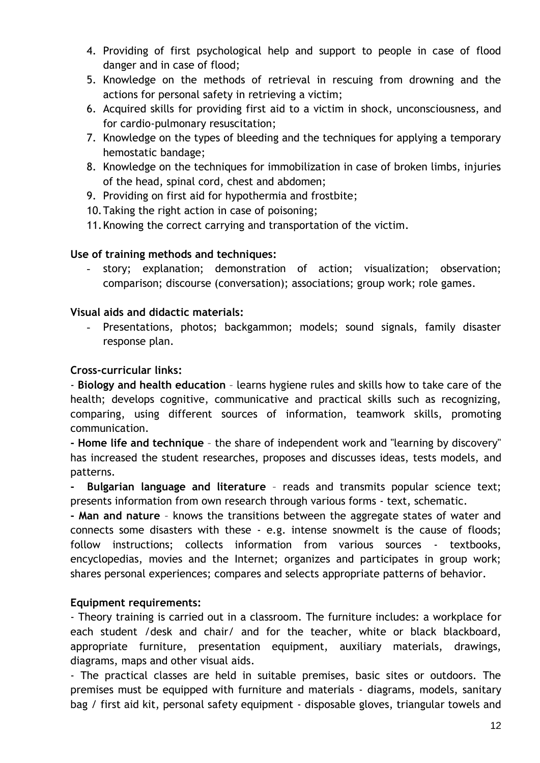4. Providing of first psychological help and support to people in case of flood danger and in case of flood;
5. Knowledge on the methods of retrieval in rescuing from drowning and the actions for personal safety in retrieving a victim;
6. Acquired skills for providing first aid to a victim in shock, unconsciousness, and for cardio-pulmonary resuscitation;
7. Knowledge on the types of bleeding and the techniques for applying a temporary hemostatic bandage;
8. Knowledge on the techniques for immobilization in case of broken limbs, injuries of the head, spinal cord, chest and abdomen;
9. Providing on first aid for hypothermia and frostbite;
10. Taking the right action in case of poisoning;
11. Knowing the correct carrying and transportation of the victim.

**Use of training methods and techniques:**

- story; explanation; demonstration of action; visualization; observation; comparison; discourse (conversation); associations; group work; role games.

**Visual aids and didactic materials:**

- Presentations, photos; backgammon; models; sound signals, family disaster response plan.

**Cross-curricular links:**

- **Biology and health education** – learns hygiene rules and skills how to take care of the health; develops cognitive, communicative and practical skills such as recognizing, comparing, using different sources of information, teamwork skills, promoting communication.

**- Home life and technique** – the share of independent work and "learning by discovery" has increased the student researches, proposes and discusses ideas, tests models, and patterns.

**- Bulgarian language and literature** – reads and transmits popular science text; presents information from own research through various forms - text, schematic.

**- Man and nature** – knows the transitions between the aggregate states of water and connects some disasters with these - e.g. intense snowmelt is the cause of floods; follow instructions; collects information from various sources - textbooks, encyclopedias, movies and the Internet; organizes and participates in group work; shares personal experiences; compares and selects appropriate patterns of behavior.

**Equipment requirements:**

- Theory training is carried out in a classroom. The furniture includes: a workplace for each student /desk and chair/ and for the teacher, white or black blackboard, appropriate furniture, presentation equipment, auxiliary materials, drawings, diagrams, maps and other visual aids.

- The practical classes are held in suitable premises, basic sites or outdoors. The premises must be equipped with furniture and materials - diagrams, models, sanitary bag / first aid kit, personal safety equipment - disposable gloves, triangular towels and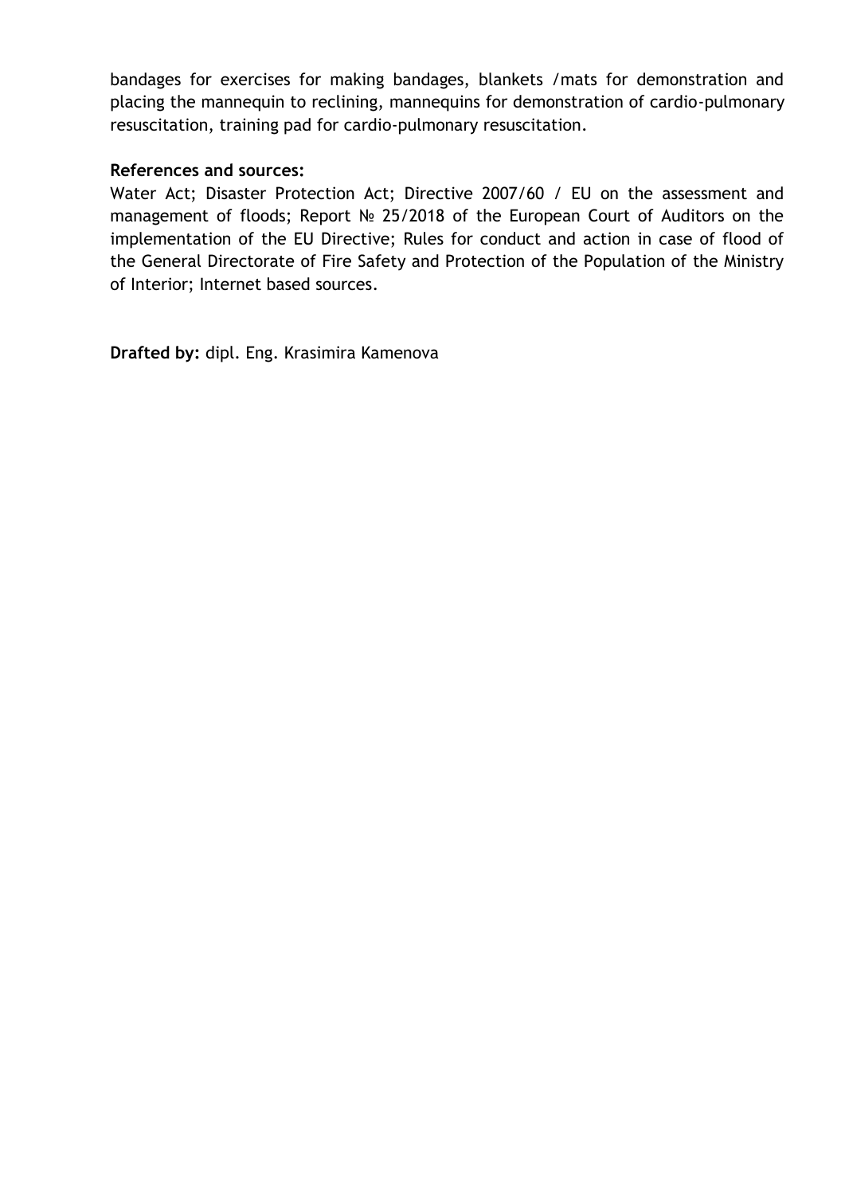bandages for exercises for making bandages, blankets /mats for demonstration and placing the mannequin to reclining, mannequins for demonstration of cardio-pulmonary resuscitation, training pad for cardio-pulmonary resuscitation.

**References and sources:**

Water Act; Disaster Protection Act; Directive 2007/60 / EU on the assessment and management of floods; Report № 25/2018 of the European Court of Auditors on the implementation of the EU Directive; Rules for conduct and action in case of flood of the General Directorate of Fire Safety and Protection of the Population of the Ministry of Interior; Internet based sources.

**Drafted by:** dipl. Eng. Krasimira Kamenova